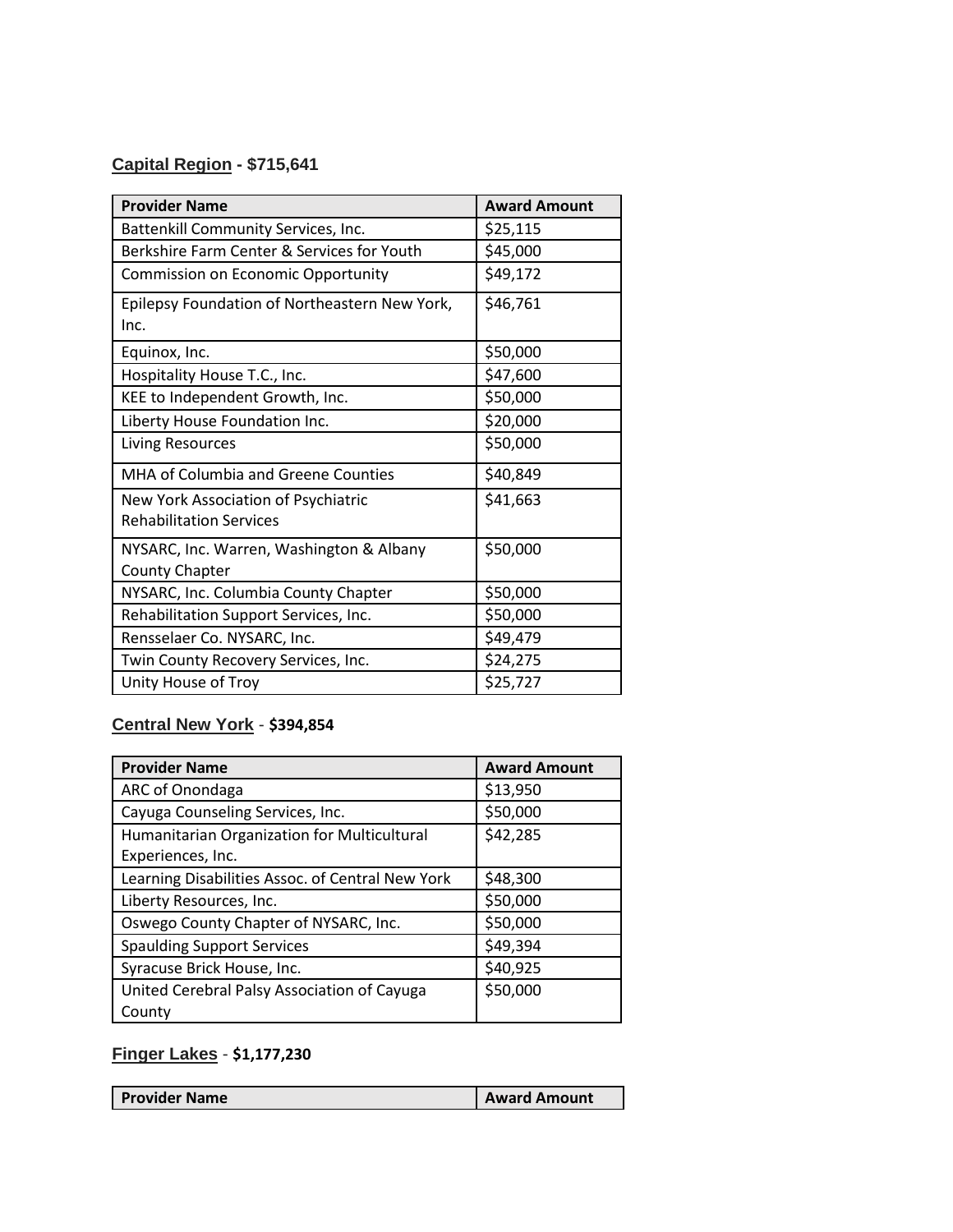## Capital Region - $715,641

| Provider Name | Award Amount |
|---|---|
| Battenkill Community Services, Inc. | $25,115 |
| Berkshire Farm Center & Services for Youth | $45,000 |
| Commission on Economic Opportunity | $49,172 |
| Epilepsy Foundation of Northeastern New York, Inc. | $46,761 |
| Equinox, Inc. | $50,000 |
| Hospitality House T.C., Inc. | $47,600 |
| KEE to Independent Growth, Inc. | $50,000 |
| Liberty House Foundation Inc. | $20,000 |
| Living Resources | $50,000 |
| MHA of Columbia and Greene Counties | $40,849 |
| New York Association of Psychiatric Rehabilitation Services | $41,663 |
| NYSARC, Inc. Warren, Washington & Albany County Chapter | $50,000 |
| NYSARC, Inc. Columbia County Chapter | $50,000 |
| Rehabilitation Support Services, Inc. | $50,000 |
| Rensselaer Co. NYSARC, Inc. | $49,479 |
| Twin County Recovery Services, Inc. | $24,275 |
| Unity House of Troy | $25,727 |

## Central New York - $394,854

| Provider Name | Award Amount |
|---|---|
| ARC of Onondaga | $13,950 |
| Cayuga Counseling Services, Inc. | $50,000 |
| Humanitarian Organization for Multicultural Experiences, Inc. | $42,285 |
| Learning Disabilities Assoc. of Central New York | $48,300 |
| Liberty Resources, Inc. | $50,000 |
| Oswego County Chapter of NYSARC, Inc. | $50,000 |
| Spaulding Support Services | $49,394 |
| Syracuse Brick House, Inc. | $40,925 |
| United Cerebral Palsy Association of Cayuga County | $50,000 |

## Finger Lakes - $1,177,230

| Provider Name | Award Amount |
|---|---|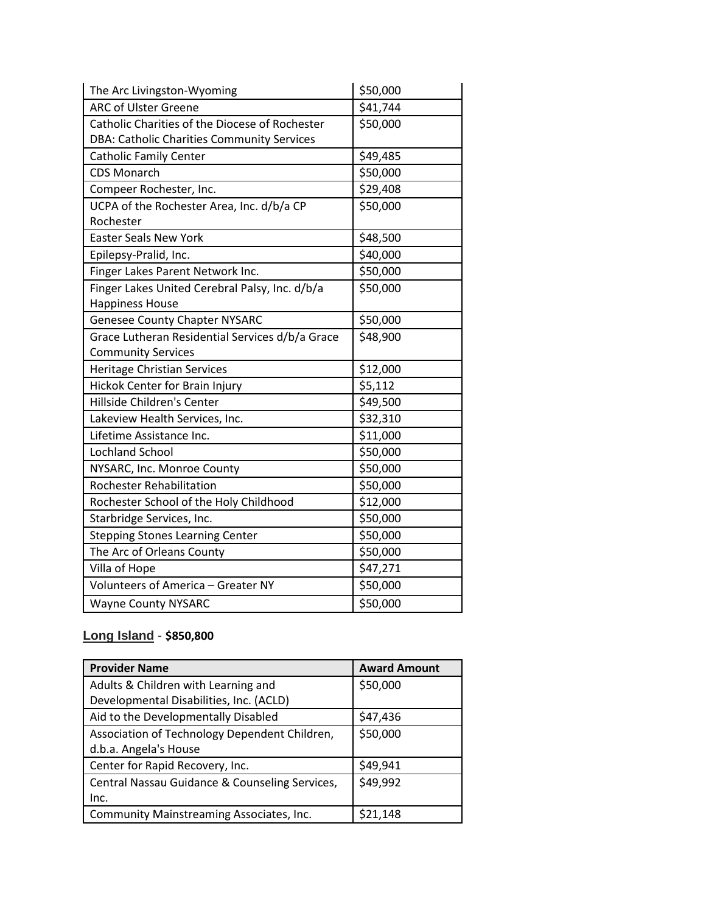| | |
|---|---|
| The Arc Livingston-Wyoming | $50,000 |
| ARC of Ulster Greene | $41,744 |
| Catholic Charities of the Diocese of Rochester DBA: Catholic Charities Community Services | $50,000 |
| Catholic Family Center | $49,485 |
| CDS Monarch | $50,000 |
| Compeer Rochester, Inc. | $29,408 |
| UCPA of the Rochester Area, Inc. d/b/a CP Rochester | $50,000 |
| Easter Seals New York | $48,500 |
| Epilepsy-Pralid, Inc. | $40,000 |
| Finger Lakes Parent Network Inc. | $50,000 |
| Finger Lakes United Cerebral Palsy, Inc. d/b/a Happiness House | $50,000 |
| Genesee County Chapter NYSARC | $50,000 |
| Grace Lutheran Residential Services d/b/a Grace Community Services | $48,900 |
| Heritage Christian Services | $12,000 |
| Hickok Center for Brain Injury | $5,112 |
| Hillside Children's Center | $49,500 |
| Lakeview Health Services, Inc. | $32,310 |
| Lifetime Assistance Inc. | $11,000 |
| Lochland School | $50,000 |
| NYSARC, Inc. Monroe County | $50,000 |
| Rochester Rehabilitation | $50,000 |
| Rochester School of the Holy Childhood | $12,000 |
| Starbridge Services, Inc. | $50,000 |
| Stepping Stones Learning Center | $50,000 |
| The Arc of Orleans County | $50,000 |
| Villa of Hope | $47,271 |
| Volunteers of America – Greater NY | $50,000 |
| Wayne County NYSARC | $50,000 |

**Long Island** - **$850,800**

| Provider Name | Award Amount |
|---|---|
| Adults & Children with Learning and Developmental Disabilities, Inc. (ACLD) | $50,000 |
| Aid to the Developmentally Disabled | $47,436 |
| Association of Technology Dependent Children, d.b.a. Angela's House | $50,000 |
| Center for Rapid Recovery, Inc. | $49,941 |
| Central Nassau Guidance & Counseling Services, Inc. | $49,992 |
| Community Mainstreaming Associates, Inc. | $21,148 |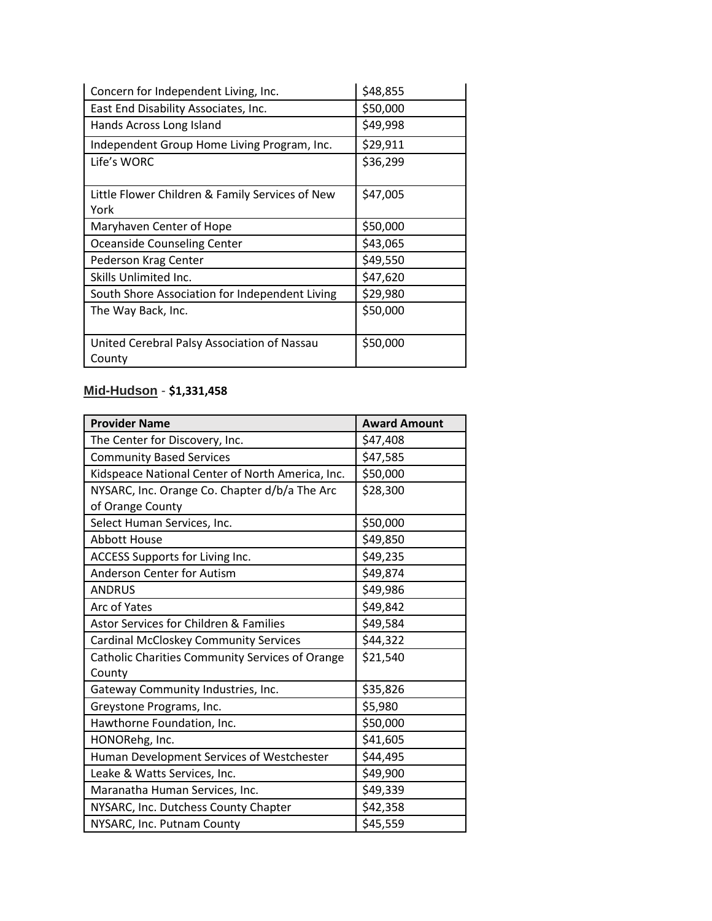| | |
|---|---|
| Concern for Independent Living, Inc. | $48,855 |
| East End Disability Associates, Inc. | $50,000 |
| Hands Across Long Island | $49,998 |
| Independent Group Home Living Program, Inc. | $29,911 |
| Life's WORC | $36,299 |
| Little Flower Children & Family Services of New York | $47,005 |
| Maryhaven Center of Hope | $50,000 |
| Oceanside Counseling Center | $43,065 |
| Pederson Krag Center | $49,550 |
| Skills Unlimited Inc. | $47,620 |
| South Shore Association for Independent Living | $29,980 |
| The Way Back, Inc. | $50,000 |
| United Cerebral Palsy Association of Nassau County | $50,000 |

## Mid-Hudson - $1,331,458

| Provider Name | Award Amount |
|---|---|
| The Center for Discovery, Inc. | $47,408 |
| Community Based Services | $47,585 |
| Kidspeace National Center of North America, Inc. | $50,000 |
| NYSARC, Inc. Orange Co. Chapter d/b/a The Arc of Orange County | $28,300 |
| Select Human Services, Inc. | $50,000 |
| Abbott House | $49,850 |
| ACCESS Supports for Living Inc. | $49,235 |
| Anderson Center for Autism | $49,874 |
| ANDRUS | $49,986 |
| Arc of Yates | $49,842 |
| Astor Services for Children & Families | $49,584 |
| Cardinal McCloskey Community Services | $44,322 |
| Catholic Charities Community Services of Orange County | $21,540 |
| Gateway Community Industries, Inc. | $35,826 |
| Greystone Programs, Inc. | $5,980 |
| Hawthorne Foundation, Inc. | $50,000 |
| HONORehg, Inc. | $41,605 |
| Human Development Services of Westchester | $44,495 |
| Leake & Watts Services, Inc. | $49,900 |
| Maranatha Human Services, Inc. | $49,339 |
| NYSARC, Inc. Dutchess County Chapter | $42,358 |
| NYSARC, Inc. Putnam County | $45,559 |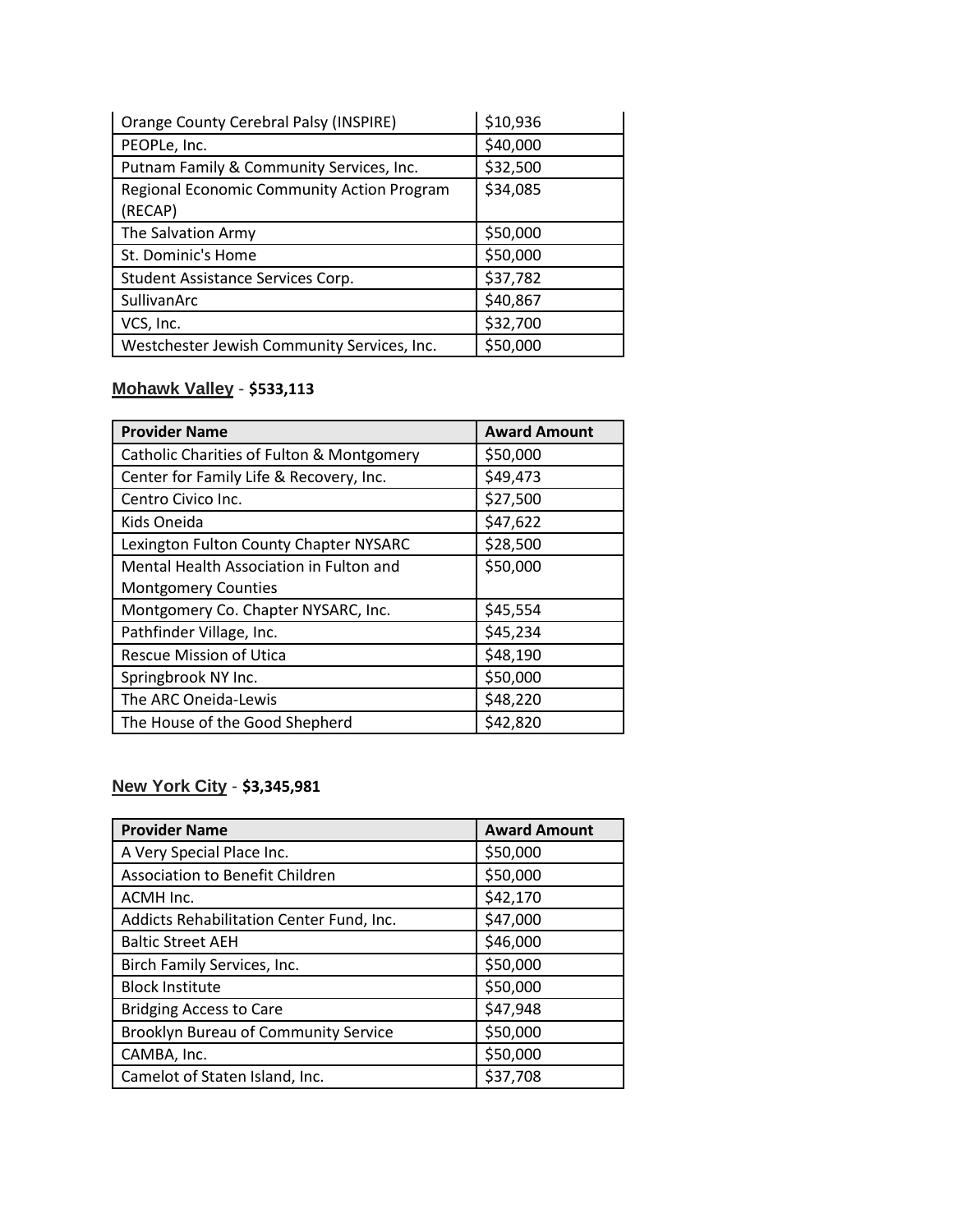| Orange County Cerebral Palsy (INSPIRE) | $10,936 |
|---|---|
| PEOPLe, Inc. | $40,000 |
| Putnam Family & Community Services, Inc. | $32,500 |
| Regional Economic Community Action Program (RECAP) | $34,085 |
| The Salvation Army | $50,000 |
| St. Dominic's Home | $50,000 |
| Student Assistance Services Corp. | $37,782 |
| SullivanArc | $40,867 |
| VCS, Inc. | $32,700 |
| Westchester Jewish Community Services, Inc. | $50,000 |

## Mohawk Valley - $533,113

| Provider Name | Award Amount |
|---|---|
| Catholic Charities of Fulton & Montgomery | $50,000 |
| Center for Family Life & Recovery, Inc. | $49,473 |
| Centro Civico Inc. | $27,500 |
| Kids Oneida | $47,622 |
| Lexington Fulton County Chapter NYSARC | $28,500 |
| Mental Health Association in Fulton and Montgomery Counties | $50,000 |
| Montgomery Co. Chapter NYSARC, Inc. | $45,554 |
| Pathfinder Village, Inc. | $45,234 |
| Rescue Mission of Utica | $48,190 |
| Springbrook NY Inc. | $50,000 |
| The ARC Oneida-Lewis | $48,220 |
| The House of the Good Shepherd | $42,820 |

## New York City - $3,345,981

| Provider Name | Award Amount |
|---|---|
| A Very Special Place Inc. | $50,000 |
| Association to Benefit Children | $50,000 |
| ACMH Inc. | $42,170 |
| Addicts Rehabilitation Center Fund, Inc. | $47,000 |
| Baltic Street AEH | $46,000 |
| Birch Family Services, Inc. | $50,000 |
| Block Institute | $50,000 |
| Bridging Access to Care | $47,948 |
| Brooklyn Bureau of Community Service | $50,000 |
| CAMBA, Inc. | $50,000 |
| Camelot of Staten Island, Inc. | $37,708 |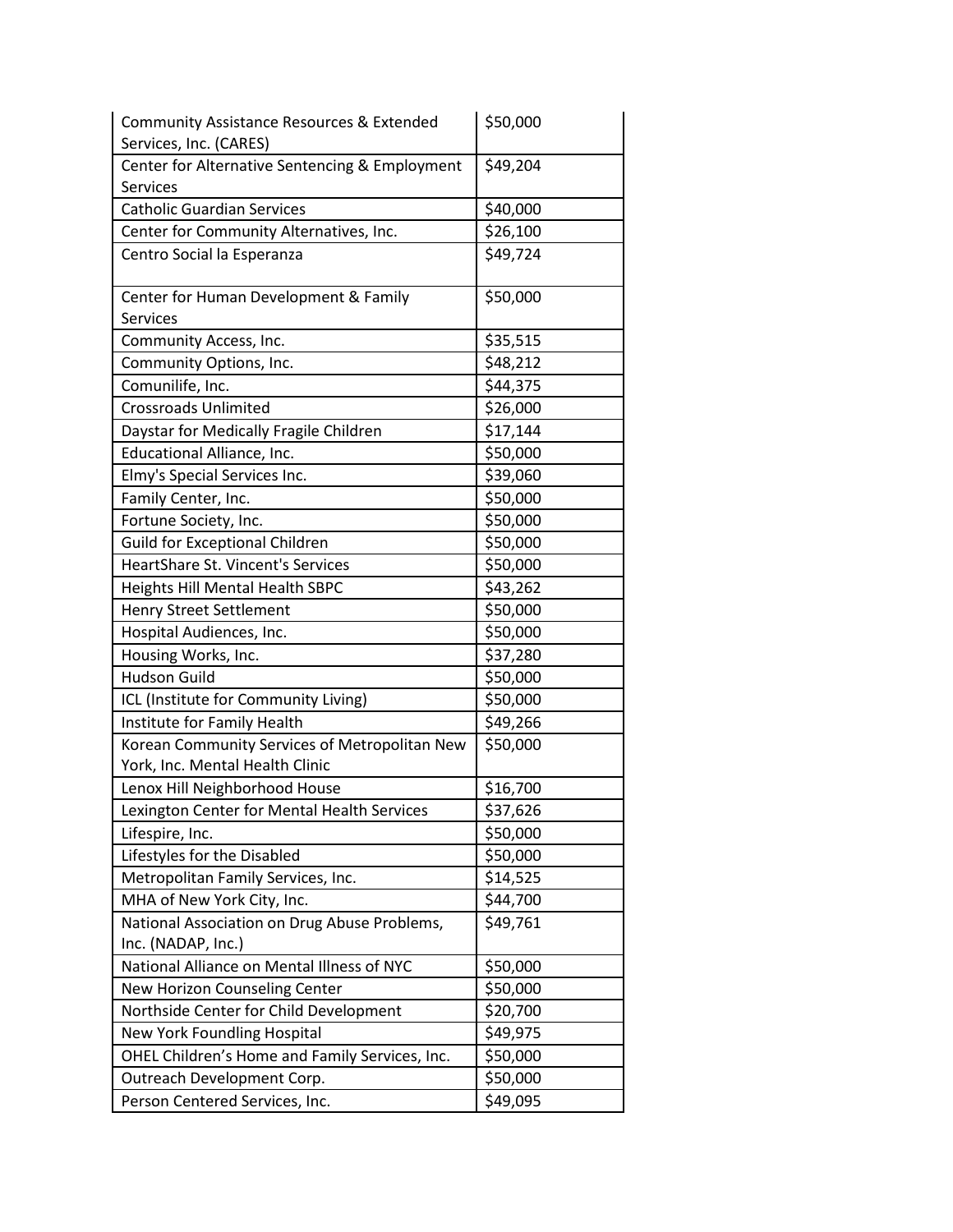| | |
|---|---|
| Community Assistance Resources & Extended Services, Inc. (CARES) | $50,000 |
| Center for Alternative Sentencing & Employment Services | $49,204 |
| Catholic Guardian Services | $40,000 |
| Center for Community Alternatives, Inc. | $26,100 |
| Centro Social la Esperanza | $49,724 |
| Center for Human Development & Family Services | $50,000 |
| Community Access, Inc. | $35,515 |
| Community Options, Inc. | $48,212 |
| Comunilife, Inc. | $44,375 |
| Crossroads Unlimited | $26,000 |
| Daystar for Medically Fragile Children | $17,144 |
| Educational Alliance, Inc. | $50,000 |
| Elmy's Special Services Inc. | $39,060 |
| Family Center, Inc. | $50,000 |
| Fortune Society, Inc. | $50,000 |
| Guild for Exceptional Children | $50,000 |
| HeartShare St. Vincent's Services | $50,000 |
| Heights Hill Mental Health SBPC | $43,262 |
| Henry Street Settlement | $50,000 |
| Hospital Audiences, Inc. | $50,000 |
| Housing Works, Inc. | $37,280 |
| Hudson Guild | $50,000 |
| ICL (Institute for Community Living) | $50,000 |
| Institute for Family Health | $49,266 |
| Korean Community Services of Metropolitan New York, Inc. Mental Health Clinic | $50,000 |
| Lenox Hill Neighborhood House | $16,700 |
| Lexington Center for Mental Health Services | $37,626 |
| Lifespire, Inc. | $50,000 |
| Lifestyles for the Disabled | $50,000 |
| Metropolitan Family Services, Inc. | $14,525 |
| MHA of New York City, Inc. | $44,700 |
| National Association on Drug Abuse Problems, Inc. (NADAP, Inc.) | $49,761 |
| National Alliance on Mental Illness of NYC | $50,000 |
| New Horizon Counseling Center | $50,000 |
| Northside Center for Child Development | $20,700 |
| New York Foundling Hospital | $49,975 |
| OHEL Children's Home and Family Services, Inc. | $50,000 |
| Outreach Development Corp. | $50,000 |
| Person Centered Services, Inc. | $49,095 |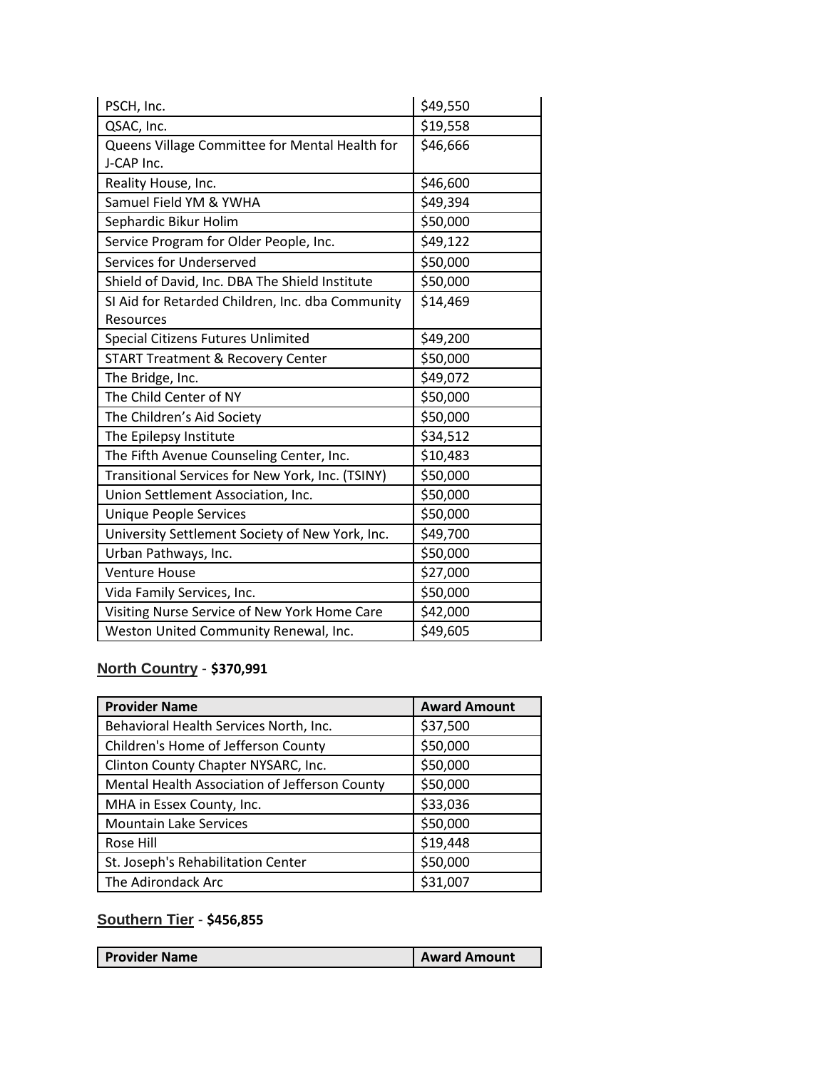| | |
|---|---|
| PSCH, Inc. | $49,550 |
| QSAC, Inc. | $19,558 |
| Queens Village Committee for Mental Health for J-CAP Inc. | $46,666 |
| Reality House, Inc. | $46,600 |
| Samuel Field YM & YWHA | $49,394 |
| Sephardic Bikur Holim | $50,000 |
| Service Program for Older People, Inc. | $49,122 |
| Services for Underserved | $50,000 |
| Shield of David, Inc. DBA The Shield Institute | $50,000 |
| SI Aid for Retarded Children, Inc. dba Community Resources | $14,469 |
| Special Citizens Futures Unlimited | $49,200 |
| START Treatment & Recovery Center | $50,000 |
| The Bridge, Inc. | $49,072 |
| The Child Center of NY | $50,000 |
| The Children's Aid Society | $50,000 |
| The Epilepsy Institute | $34,512 |
| The Fifth Avenue Counseling Center, Inc. | $10,483 |
| Transitional Services for New York, Inc. (TSINY) | $50,000 |
| Union Settlement Association, Inc. | $50,000 |
| Unique People Services | $50,000 |
| University Settlement Society of New York, Inc. | $49,700 |
| Urban Pathways, Inc. | $50,000 |
| Venture House | $27,000 |
| Vida Family Services, Inc. | $50,000 |
| Visiting Nurse Service of New York Home Care | $42,000 |
| Weston United Community Renewal, Inc. | $49,605 |

### North Country - **$370,991**

| Provider Name | Award Amount |
|---|---|
| Behavioral Health Services North, Inc. | $37,500 |
| Children's Home of Jefferson County | $50,000 |
| Clinton County Chapter NYSARC, Inc. | $50,000 |
| Mental Health Association of Jefferson County | $50,000 |
| MHA in Essex County, Inc. | $33,036 |
| Mountain Lake Services | $50,000 |
| Rose Hill | $19,448 |
| St. Joseph's Rehabilitation Center | $50,000 |
| The Adirondack Arc | $31,007 |

### Southern Tier - **$456,855**

| Provider Name | Award Amount |
|---|---|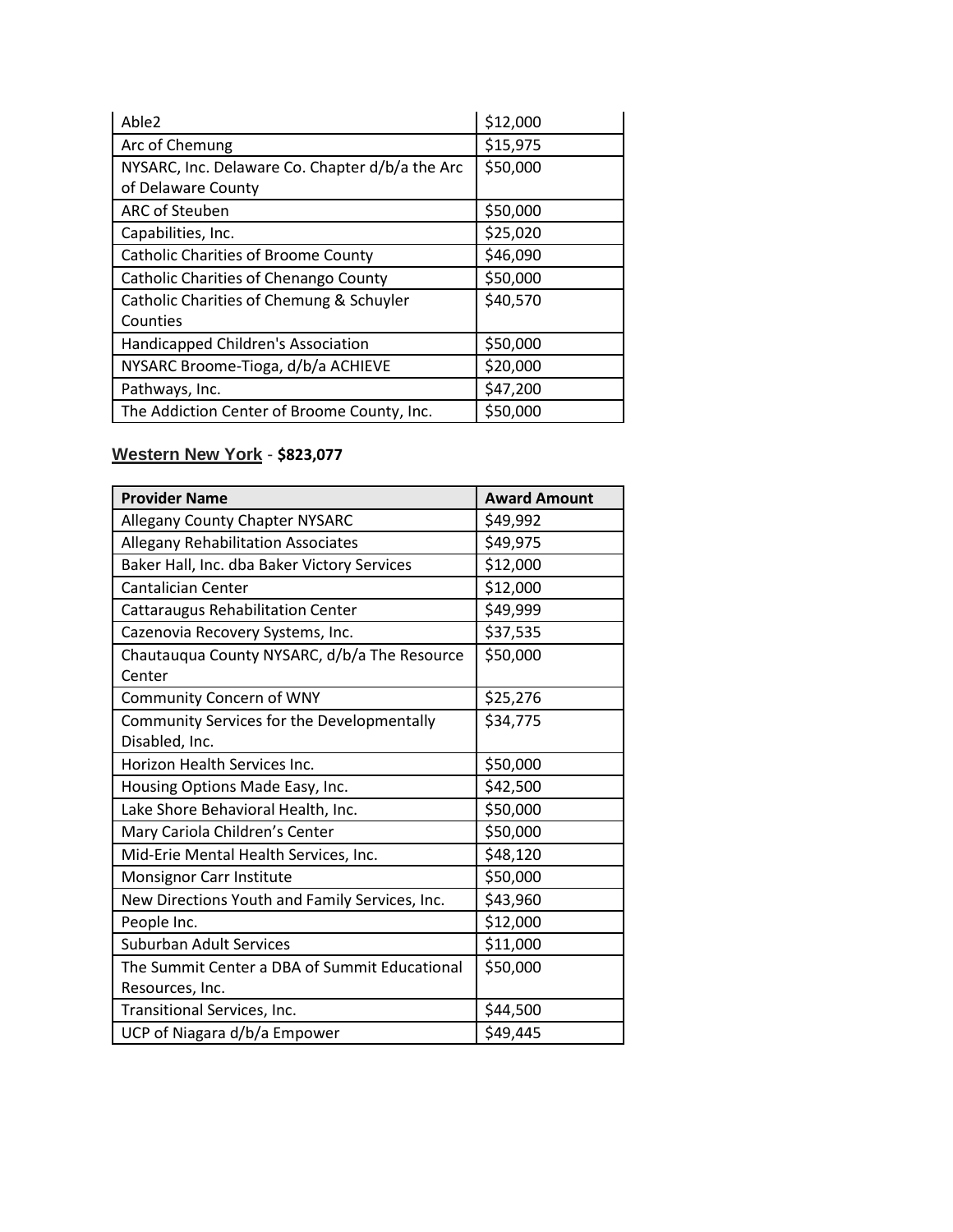| | |
|---|---|
| Able2 | $12,000 |
| Arc of Chemung | $15,975 |
| NYSARC, Inc. Delaware Co. Chapter d/b/a the Arc of Delaware County | $50,000 |
| ARC of Steuben | $50,000 |
| Capabilities, Inc. | $25,020 |
| Catholic Charities of Broome County | $46,090 |
| Catholic Charities of Chenango County | $50,000 |
| Catholic Charities of Chemung & Schuyler Counties | $40,570 |
| Handicapped Children's Association | $50,000 |
| NYSARC Broome-Tioga, d/b/a ACHIEVE | $20,000 |
| Pathways, Inc. | $47,200 |
| The Addiction Center of Broome County, Inc. | $50,000 |

## Western New York - **$823,077**

| Provider Name | Award Amount |
|---|---|
| Allegany County Chapter NYSARC | $49,992 |
| Allegany Rehabilitation Associates | $49,975 |
| Baker Hall, Inc. dba Baker Victory Services | $12,000 |
| Cantalician Center | $12,000 |
| Cattaraugus Rehabilitation Center | $49,999 |
| Cazenovia Recovery Systems, Inc. | $37,535 |
| Chautauqua County NYSARC, d/b/a The Resource Center | $50,000 |
| Community Concern of WNY | $25,276 |
| Community Services for the Developmentally Disabled, Inc. | $34,775 |
| Horizon Health Services Inc. | $50,000 |
| Housing Options Made Easy, Inc. | $42,500 |
| Lake Shore Behavioral Health, Inc. | $50,000 |
| Mary Cariola Children's Center | $50,000 |
| Mid-Erie Mental Health Services, Inc. | $48,120 |
| Monsignor Carr Institute | $50,000 |
| New Directions Youth and Family Services, Inc. | $43,960 |
| People Inc. | $12,000 |
| Suburban Adult Services | $11,000 |
| The Summit Center a DBA of Summit Educational Resources, Inc. | $50,000 |
| Transitional Services, Inc. | $44,500 |
| UCP of Niagara d/b/a Empower | $49,445 |